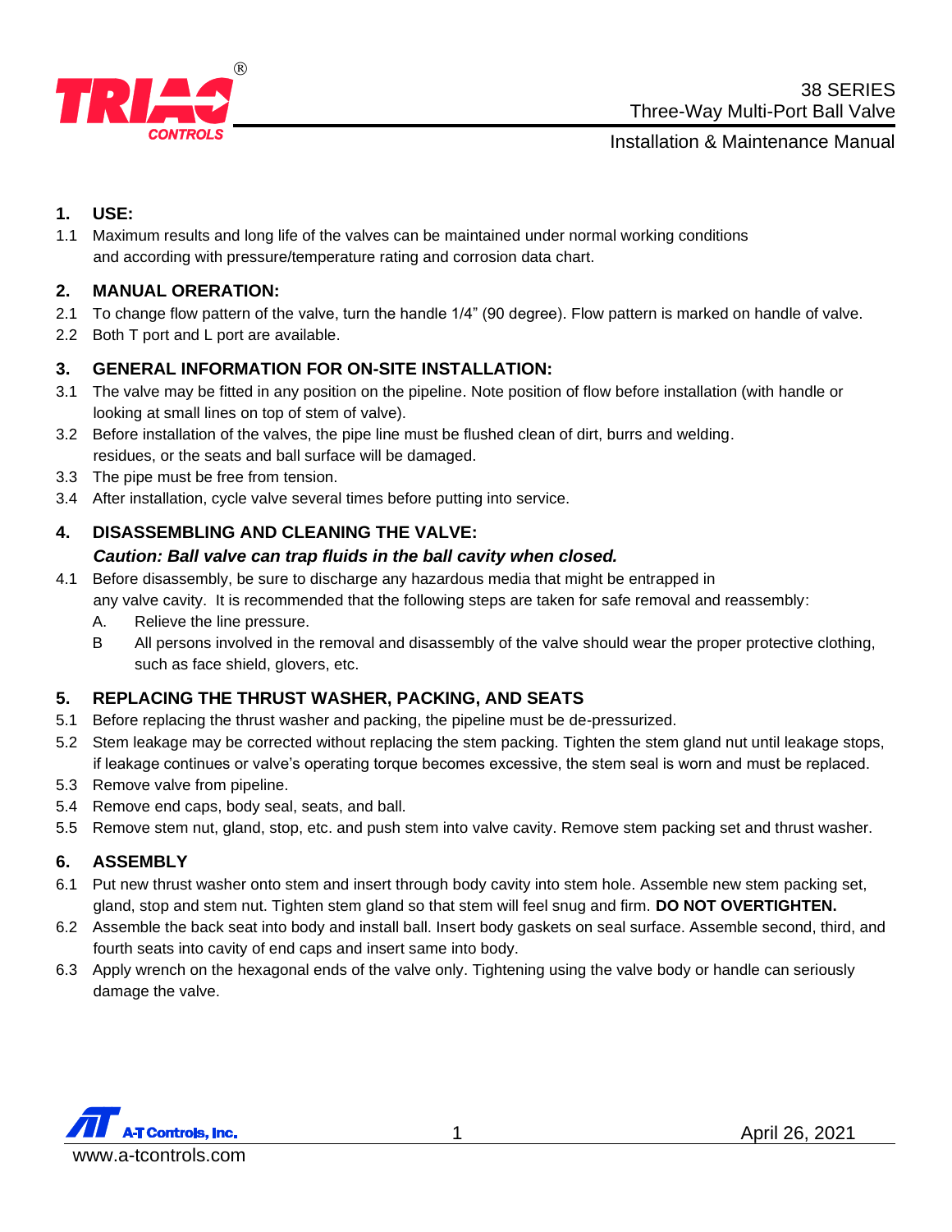TRIAC® CONTROLS

# 38 SERIES
# Three-Way Multi-Port Ball Valve

Installation & Maintenance Manual

## 1. USE:

1.1 Maximum results and long life of the valves can be maintained under normal working conditions and according with pressure/temperature rating and corrosion data chart.

## 2. MANUAL ORERATION:

2.1 To change flow pattern of the valve, turn the handle 1/4" (90 degree). Flow pattern is marked on handle of valve.

2.2 Both T port and L port are available.

## 3. GENERAL INFORMATION FOR ON-SITE INSTALLATION:

3.1 The valve may be fitted in any position on the pipeline. Note position of flow before installation (with handle or looking at small lines on top of stem of valve).

3.2 Before installation of the valves, the pipe line must be flushed clean of dirt, burrs and welding. residues, or the seats and ball surface will be damaged.

3.3 The pipe must be free from tension.

3.4 After installation, cycle valve several times before putting into service.

## 4. DISASSEMBLING AND CLEANING THE VALVE:

***Caution: Ball valve can trap fluids in the ball cavity when closed.***

4.1 Before disassembly, be sure to discharge any hazardous media that might be entrapped in any valve cavity. It is recommended that the following steps are taken for safe removal and reassembly:

A. Relieve the line pressure.

B All persons involved in the removal and disassembly of the valve should wear the proper protective clothing, such as face shield, glovers, etc.

## 5. REPLACING THE THRUST WASHER, PACKING, AND SEATS

5.1 Before replacing the thrust washer and packing, the pipeline must be de-pressurized.

5.2 Stem leakage may be corrected without replacing the stem packing. Tighten the stem gland nut until leakage stops, if leakage continues or valve's operating torque becomes excessive, the stem seal is worn and must be replaced.

5.3 Remove valve from pipeline.

5.4 Remove end caps, body seal, seats, and ball.

5.5 Remove stem nut, gland, stop, etc. and push stem into valve cavity. Remove stem packing set and thrust washer.

## 6. ASSEMBLY

6.1 Put new thrust washer onto stem and insert through body cavity into stem hole. Assemble new stem packing set, gland, stop and stem nut. Tighten stem gland so that stem will feel snug and firm. **DO NOT OVERTIGHTEN.**

6.2 Assemble the back seat into body and install ball. Insert body gaskets on seal surface. Assemble second, third, and fourth seats into cavity of end caps and insert same into body.

6.3 Apply wrench on the hexagonal ends of the valve only. Tightening using the valve body or handle can seriously damage the valve.

A-T Controls, Inc.
www.a-tcontrols.com

April 26, 2021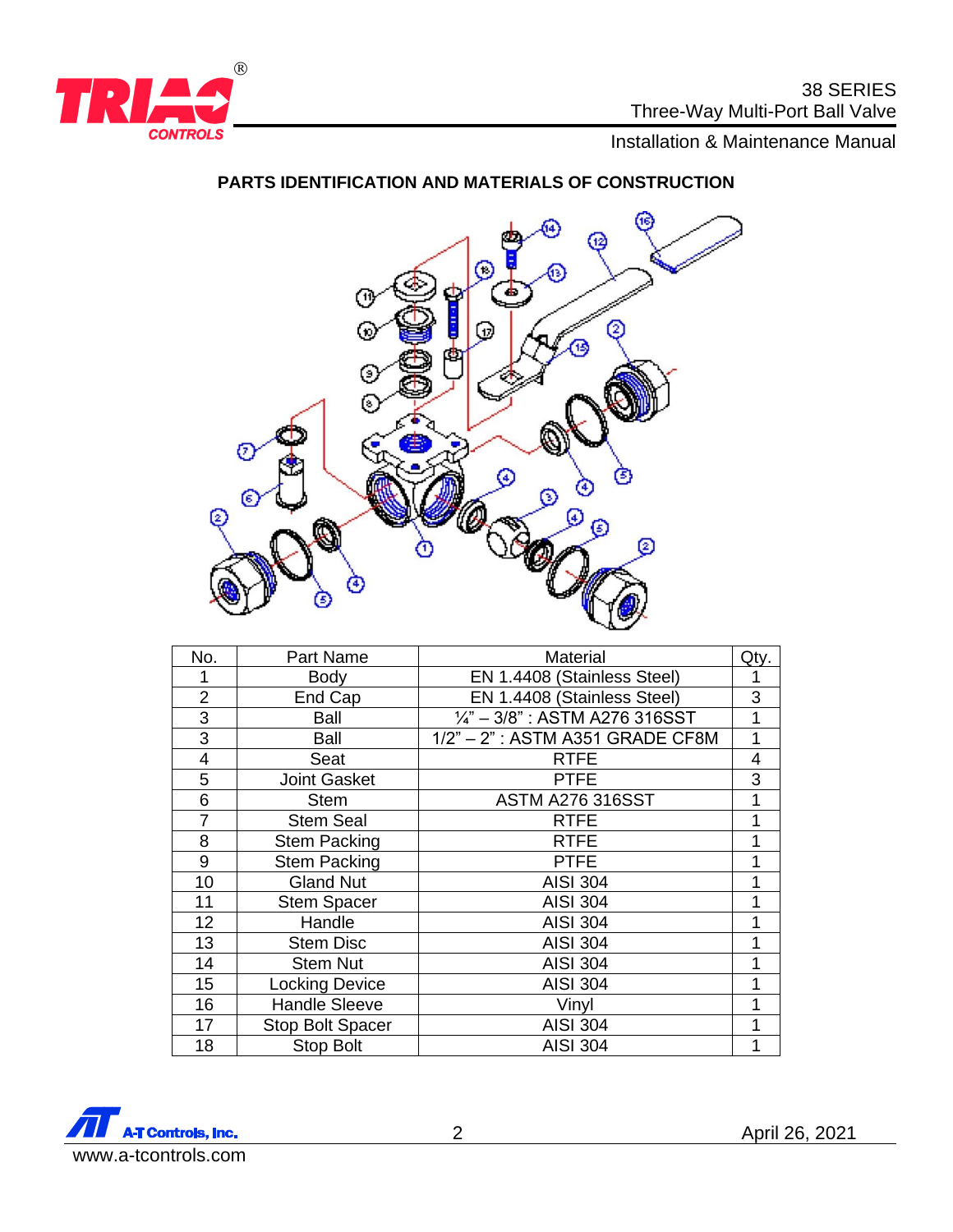## PARTS IDENTIFICATION AND MATERIALS OF CONSTRUCTION

| No. | Part Name | Material | Qty. |
|---|---|---|---|
| 1 | Body | EN 1.4408 (Stainless Steel) | 1 |
| 2 | End Cap | EN 1.4408 (Stainless Steel) | 3 |
| 3 | Ball | ¼" – 3/8" : ASTM A276 316SST | 1 |
| 3 | Ball | 1/2" – 2" : ASTM A351 GRADE CF8M | 1 |
| 4 | Seat | RTFE | 4 |
| 5 | Joint Gasket | PTFE | 3 |
| 6 | Stem | ASTM A276 316SST | 1 |
| 7 | Stem Seal | RTFE | 1 |
| 8 | Stem Packing | RTFE | 1 |
| 9 | Stem Packing | PTFE | 1 |
| 10 | Gland Nut | AISI 304 | 1 |
| 11 | Stem Spacer | AISI 304 | 1 |
| 12 | Handle | AISI 304 | 1 |
| 13 | Stem Disc | AISI 304 | 1 |
| 14 | Stem Nut | AISI 304 | 1 |
| 15 | Locking Device | AISI 304 | 1 |
| 16 | Handle Sleeve | Vinyl | 1 |
| 17 | Stop Bolt Spacer | AISI 304 | 1 |
| 18 | Stop Bolt | AISI 304 | 1 |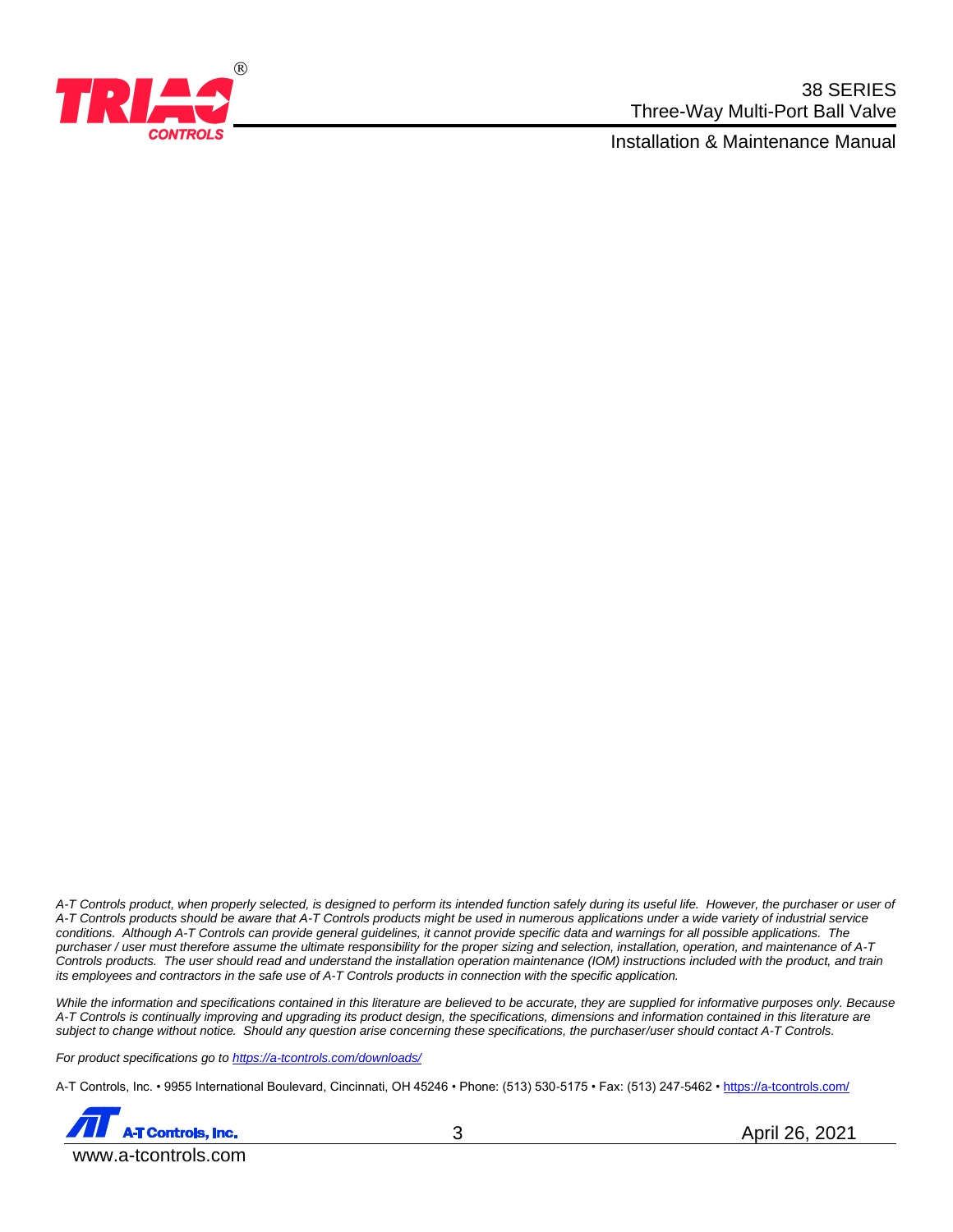*A-T Controls product, when properly selected, is designed to perform its intended function safely during its useful life. However, the purchaser or user of A-T Controls products should be aware that A-T Controls products might be used in numerous applications under a wide variety of industrial service conditions. Although A-T Controls can provide general guidelines, it cannot provide specific data and warnings for all possible applications. The purchaser / user must therefore assume the ultimate responsibility for the proper sizing and selection, installation, operation, and maintenance of A-T Controls products. The user should read and understand the installation operation maintenance (IOM) instructions included with the product, and train its employees and contractors in the safe use of A-T Controls products in connection with the specific application.*

*While the information and specifications contained in this literature are believed to be accurate, they are supplied for informative purposes only. Because A-T Controls is continually improving and upgrading its product design, the specifications, dimensions and information contained in this literature are subject to change without notice. Should any question arise concerning these specifications, the purchaser/user should contact A-T Controls.*

*For product specifications go to [https://a-tcontrols.com/downloads/](https://a-tcontrols.com/downloads/)*

A-T Controls, Inc. • 9955 International Boulevard, Cincinnati, OH 45246 • Phone: (513) 530-5175 • Fax: (513) 247-5462 • [https://a-tcontrols.com/](https://a-tcontrols.com/)